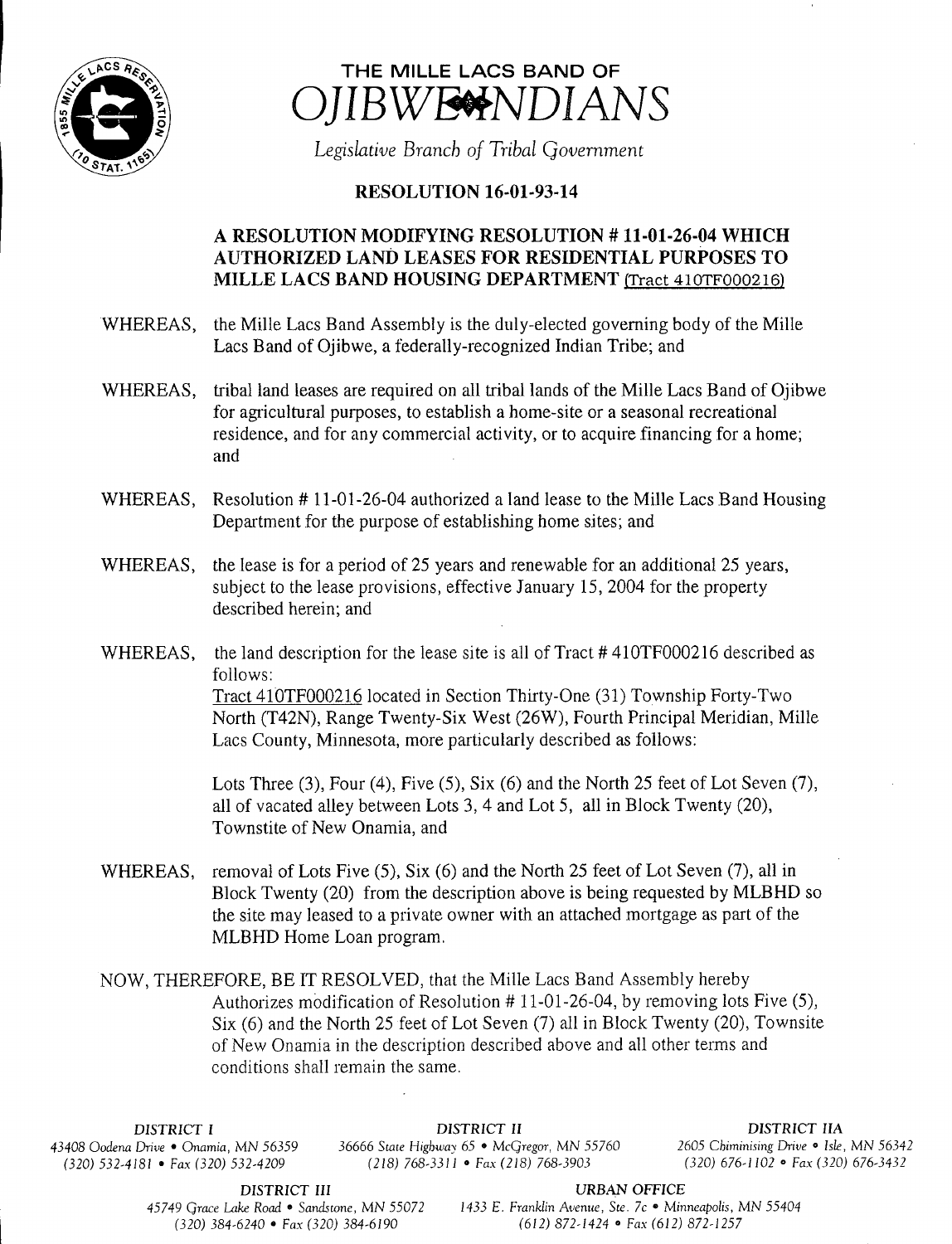# THE MILLE LACS BAND OF OJIBWE INDIANS

*Legislative Branch of Tribal Government*

## RESOLUTION 16-01-93-14

### A RESOLUTION MODIFYING RESOLUTION # 11-01-26-04 WHICH AUTHORIZED LAND LEASES FOR RESIDENTIAL PURPOSES TO MILLE LACS BAND HOUSING DEPARTMENT (Tract 410TF000216)

WHEREAS, the Mille Lacs Band Assembly is the duly-elected governing body of the Mille Lacs Band of Ojibwe, a federally-recognized Indian Tribe; and

WHEREAS, tribal land leases are required on all tribal lands of the Mille Lacs Band of Ojibwe for agricultural purposes, to establish a home-site or a seasonal recreational residence, and for any commercial activity, or to acquire financing for a home; and

WHEREAS, Resolution # 11-01-26-04 authorized a land lease to the Mille Lacs Band Housing Department for the purpose of establishing home sites; and

WHEREAS, the lease is for a period of 25 years and renewable for an additional 25 years, subject to the lease provisions, effective January 15, 2004 for the property described herein; and

WHEREAS, the land description for the lease site is all of Tract # 410TF000216 described as follows:
Tract 410TF000216 located in Section Thirty-One (31) Township Forty-Two North (T42N), Range Twenty-Six West (26W), Fourth Principal Meridian, Mille Lacs County, Minnesota, more particularly described as follows:

Lots Three (3), Four (4), Five (5), Six (6) and the North 25 feet of Lot Seven (7), all of vacated alley between Lots 3, 4 and Lot 5, all in Block Twenty (20), Townstite of New Onamia, and

WHEREAS, removal of Lots Five (5), Six (6) and the North 25 feet of Lot Seven (7), all in Block Twenty (20) from the description above is being requested by MLBHD so the site may leased to a private owner with an attached mortgage as part of the MLBHD Home Loan program.

NOW, THEREFORE, BE IT RESOLVED, that the Mille Lacs Band Assembly hereby Authorizes modification of Resolution # 11-01-26-04, by removing lots Five (5), Six (6) and the North 25 feet of Lot Seven (7) all in Block Twenty (20), Townsite of New Onamia in the description described above and all other terms and conditions shall remain the same.

DISTRICT I
43408 Oodena Drive • Onamia, MN 56359
(320) 532-4181 • Fax (320) 532-4209

DISTRICT II
36666 State Highway 65 • McGregor, MN 55760
(218) 768-3311 • Fax (218) 768-3903

DISTRICT IIA
2605 Chiminising Drive • Isle, MN 56342
(320) 676-1102 • Fax (320) 676-3432

DISTRICT III
45749 Grace Lake Road • Sandstone, MN 55072
(320) 384-6240 • Fax (320) 384-6190

URBAN OFFICE
1433 E. Franklin Avenue, Ste. 7c • Minneapolis, MN 55404
(612) 872-1424 • Fax (612) 872-1257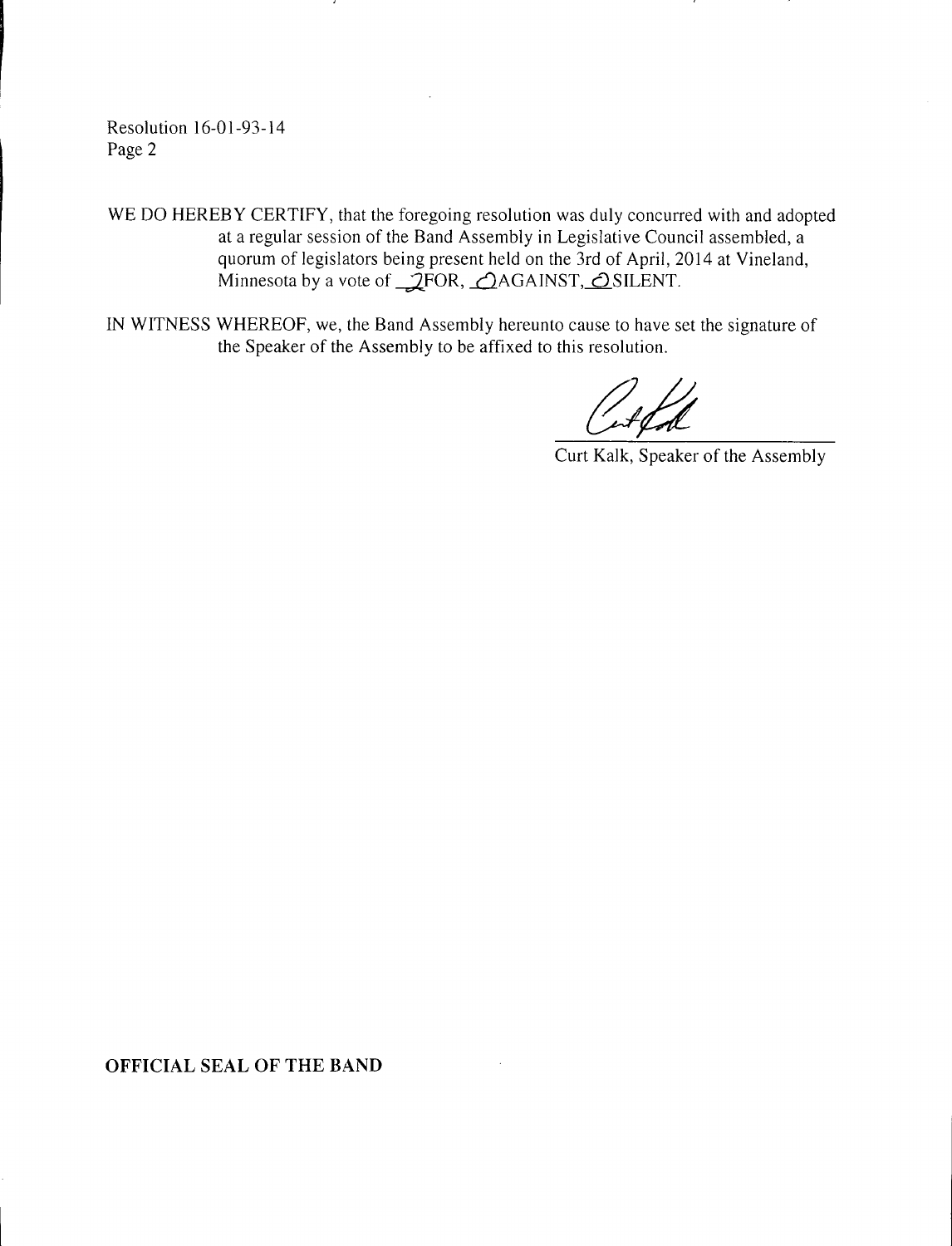Resolution 16-01-93-14
Page 2

WE DO HEREBY CERTIFY, that the foregoing resolution was duly concurred with and adopted at a regular session of the Band Assembly in Legislative Council assembled, a quorum of legislators being present held on the 3rd of April, 2014 at Vineland, Minnesota by a vote of 2 FOR, 0 AGAINST, 0 SILENT.

IN WITNESS WHEREOF, we, the Band Assembly hereunto cause to have set the signature of the Speaker of the Assembly to be affixed to this resolution.

Curt Kalk, Speaker of the Assembly

**OFFICIAL SEAL OF THE BAND**